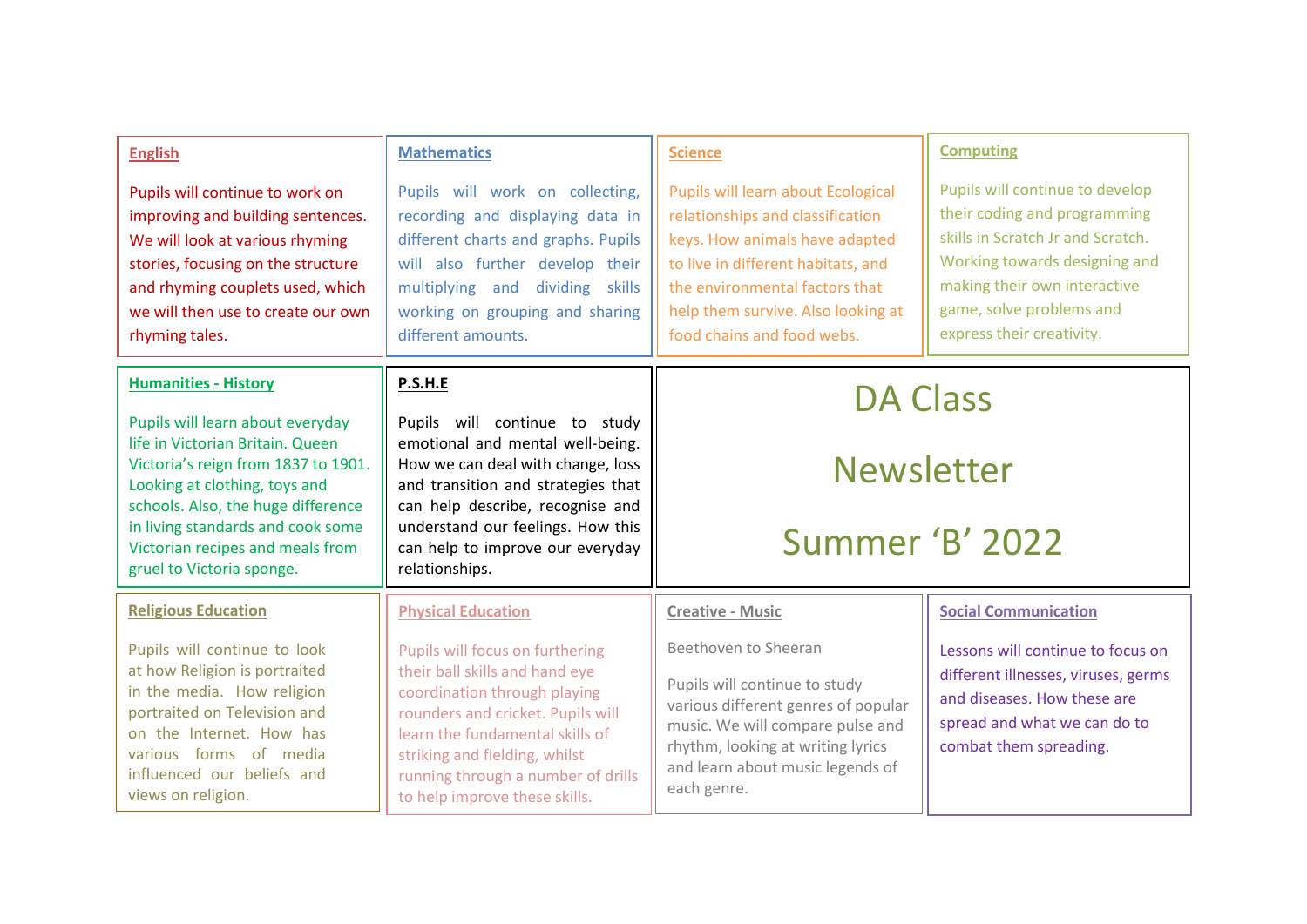# DA Class Newsletter Summer 'B' 2022

## English

Pupils will continue to work on improving and building sentences. We will look at various rhyming stories, focusing on the structure and rhyming couplets used, which we will then use to create our own rhyming tales.

## Mathematics

Pupils will work on collecting, recording and displaying data in different charts and graphs. Pupils will also further develop their multiplying and dividing skills working on grouping and sharing different amounts.

## Science

Pupils will learn about Ecological relationships and classification keys. How animals have adapted to live in different habitats, and the environmental factors that help them survive. Also looking at food chains and food webs.

## Computing

Pupils will continue to develop their coding and programming skills in Scratch Jr and Scratch. Working towards designing and making their own interactive game, solve problems and express their creativity.

## Humanities - History

Pupils will learn about everyday life in Victorian Britain. Queen Victoria's reign from 1837 to 1901. Looking at clothing, toys and schools. Also, the huge difference in living standards and cook some Victorian recipes and meals from gruel to Victoria sponge.

## P.S.H.E

Pupils will continue to study emotional and mental well-being. How we can deal with change, loss and transition and strategies that can help describe, recognise and understand our feelings. How this can help to improve our everyday relationships.

## Religious Education

Pupils will continue to look at how Religion is portraited in the media. How religion portraited on Television and on the Internet. How has various forms of media influenced our beliefs and views on religion.

## Physical Education

Pupils will focus on furthering their ball skills and hand eye coordination through playing rounders and cricket. Pupils will learn the fundamental skills of striking and fielding, whilst running through a number of drills to help improve these skills.

## Creative - Music

Beethoven to Sheeran

Pupils will continue to study various different genres of popular music. We will compare pulse and rhythm, looking at writing lyrics and learn about music legends of each genre.

## Social Communication

Lessons will continue to focus on different illnesses, viruses, germs and diseases. How these are spread and what we can do to combat them spreading.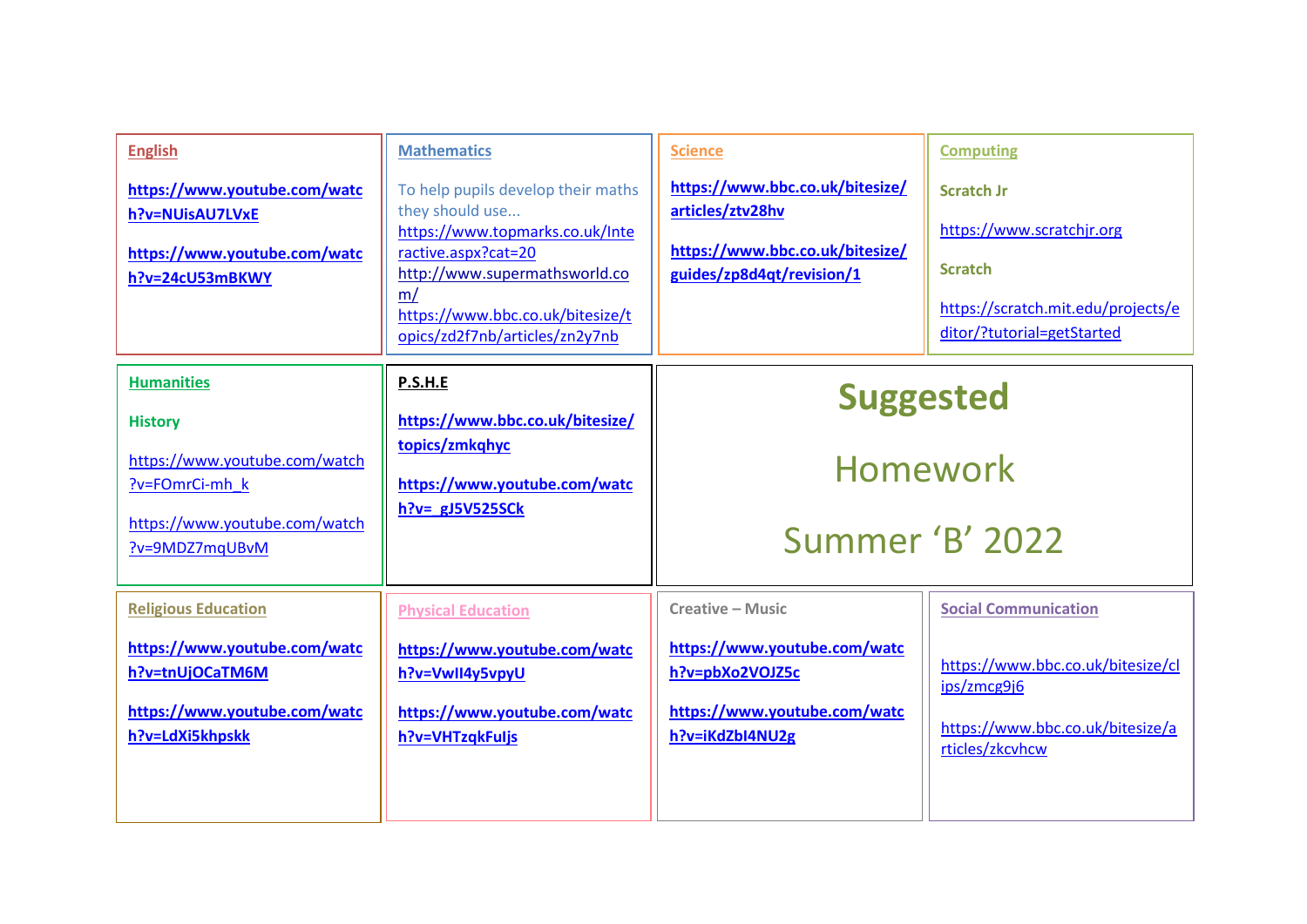# Suggested

## Homework

## Summer 'B' 2022

### English

**https://www.youtube.com/watch?v=NUisAU7LVxE**

**https://www.youtube.com/watch?v=24cU53mBKWY**

### Mathematics

To help pupils develop their maths they should use...
https://www.topmarks.co.uk/Interactive.aspx?cat=20
http://www.supermathsworld.com/
https://www.bbc.co.uk/bitesize/topics/zd2f7nb/articles/zn2y7nb

### Science

**https://www.bbc.co.uk/bitesize/articles/ztv28hv**

**https://www.bbc.co.uk/bitesize/guides/zp8d4qt/revision/1**

### Computing

**Scratch Jr**

https://www.scratchjr.org

**Scratch**

https://scratch.mit.edu/projects/editor/?tutorial=getStarted

### Humanities

**History**

https://www.youtube.com/watch?v=FOmrCi-mh_k

https://www.youtube.com/watch?v=9MDZ7mqUBvM

### P.S.H.E

**https://www.bbc.co.uk/bitesize/topics/zmkqhyc**

**https://www.youtube.com/watch?v=_gJ5V525SCk**

### Religious Education

**https://www.youtube.com/watch?v=tnUjOCaTM6M**

**https://www.youtube.com/watch?v=LdXi5khpskk**

### Physical Education

**https://www.youtube.com/watch?v=VwIl4y5vpyU**

**https://www.youtube.com/watch?v=VHTzqkFuljs**

### Creative – Music

**https://www.youtube.com/watch?v=pbXo2VOJZ5c**

**https://www.youtube.com/watch?v=iKdZbI4NU2g**

### Social Communication

https://www.bbc.co.uk/bitesize/clips/zmcg9j6

https://www.bbc.co.uk/bitesize/articles/zkcvhcw